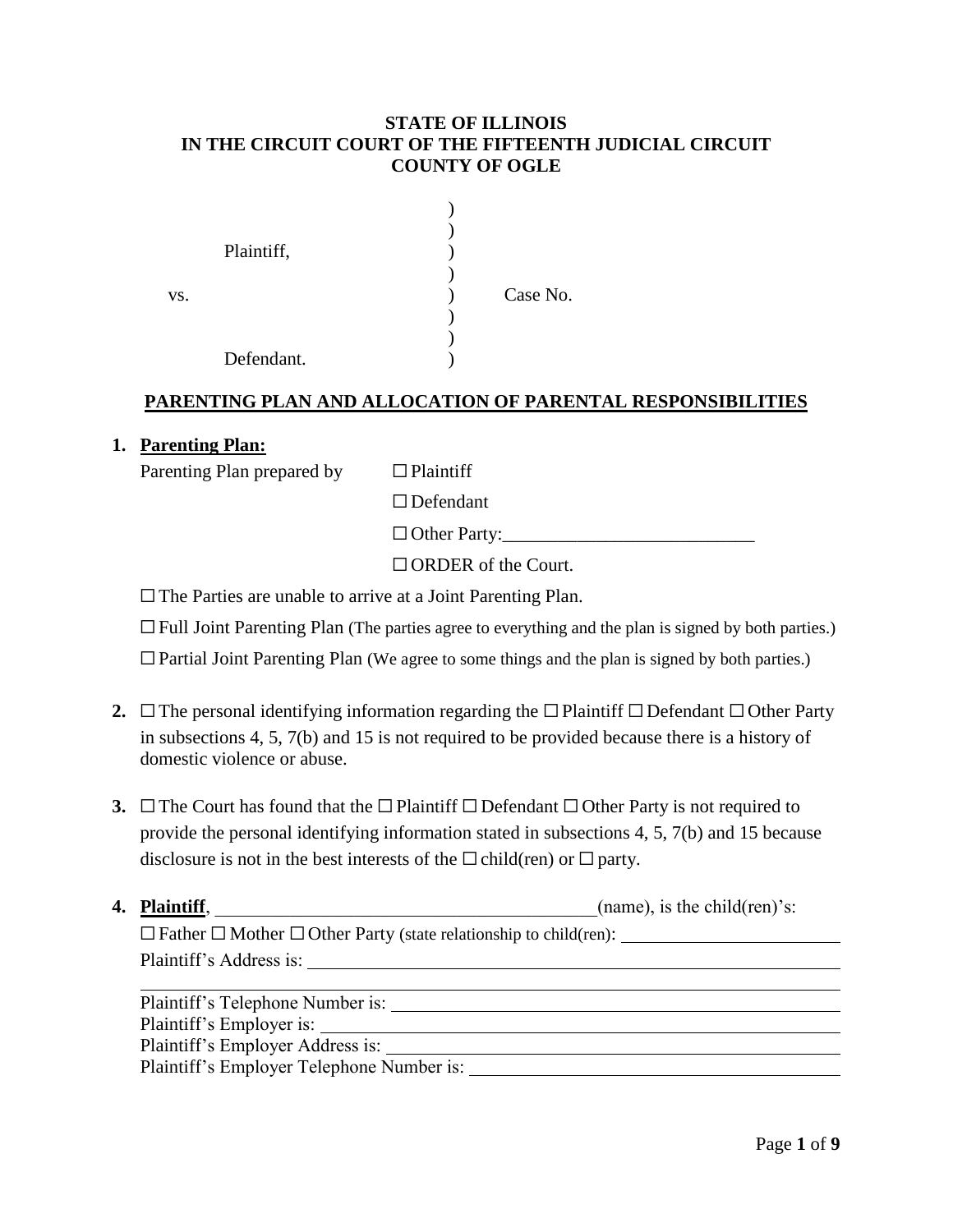**STATE OF ILLINOIS**
**IN THE CIRCUIT COURT OF THE FIFTEENTH JUDICIAL CIRCUIT**
**COUNTY OF OGLE**

```
                              )
                              )
        Plaintiff,            )
                              )
vs.                           )      Case No.
                              )
                              )
        Defendant.            )
```

## PARENTING PLAN AND ALLOCATION OF PARENTAL RESPONSIBILITIES

**1. Parenting Plan:**

Parenting Plan prepared by

☐ Plaintiff

☐ Defendant

☐ Other Party:___________________________

☐ ORDER of the Court.

☐ The Parties are unable to arrive at a Joint Parenting Plan.

☐ Full Joint Parenting Plan (The parties agree to everything and the plan is signed by both parties.)

☐ Partial Joint Parenting Plan (We agree to some things and the plan is signed by both parties.)

**2.** ☐ The personal identifying information regarding the ☐ Plaintiff ☐ Defendant ☐ Other Party in subsections 4, 5, 7(b) and 15 is not required to be provided because there is a history of domestic violence or abuse.

**3.** ☐ The Court has found that the ☐ Plaintiff ☐ Defendant ☐ Other Party is not required to provide the personal identifying information stated in subsections 4, 5, 7(b) and 15 because disclosure is not in the best interests of the ☐ child(ren) or ☐ party.

**4. Plaintiff**, ________________________________________(name), is the child(ren)'s:

☐ Father ☐ Mother ☐ Other Party (state relationship to child(ren): ________________________

Plaintiff's Address is: ____________________________________________________________

_________________________________________________________________________

Plaintiff's Telephone Number is: ____________________________________________________

Plaintiff's Employer is: ___________________________________________________________

Plaintiff's Employer Address is: ____________________________________________________

Plaintiff's Employer Telephone Number is: ____________________________________________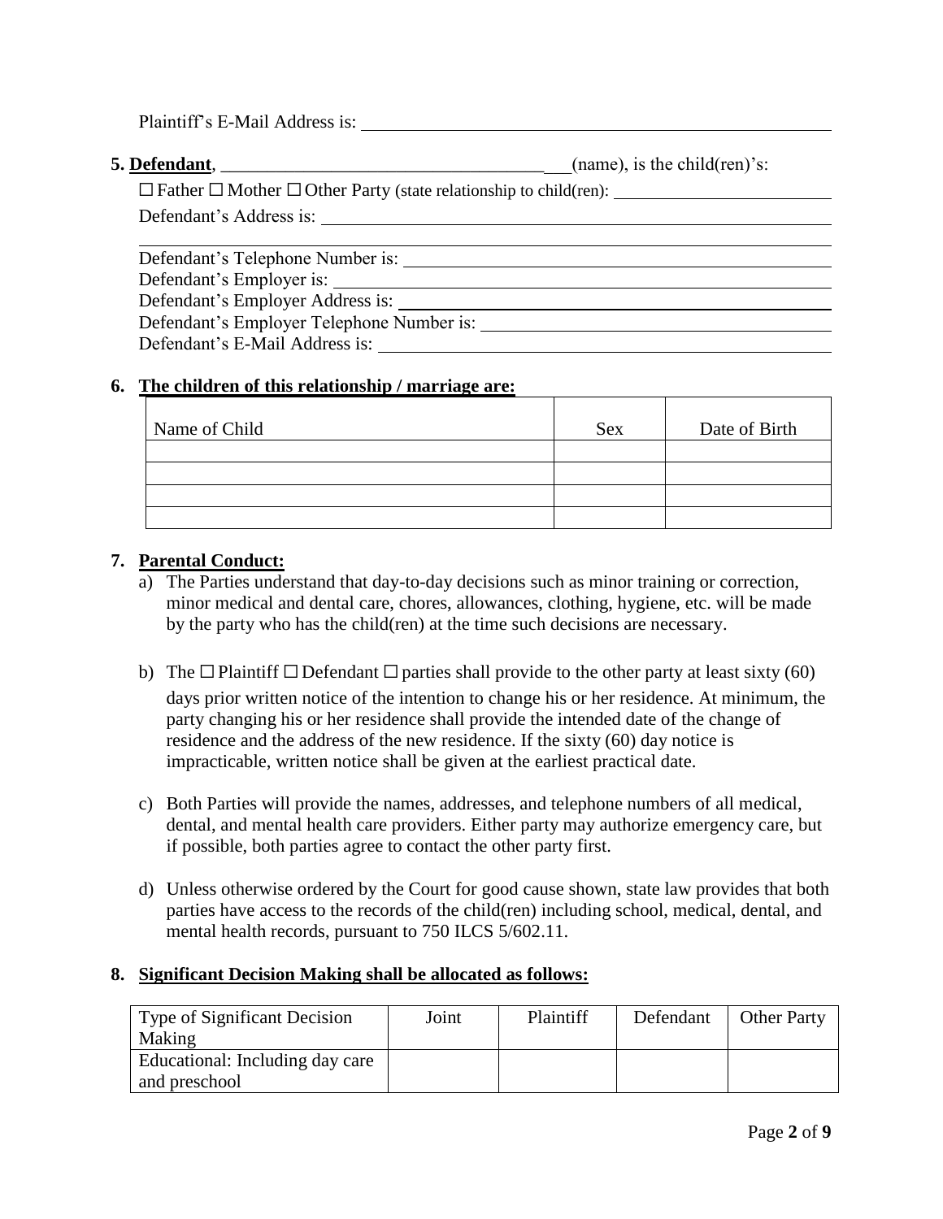Plaintiff's E-Mail Address is: ____________________________________________________

**5. Defendant**, ______________________________________ (name), is the child(ren)'s:

☐ Father ☐ Mother ☐ Other Party (state relationship to child(ren): ________________________

Defendant's Address is: ____________________________________________________

____________________________________________________________________

Defendant's Telephone Number is: ____________________________________________

Defendant's Employer is: ________________________________________________

Defendant's Employer Address is: ____________________________________________

Defendant's Employer Telephone Number is: ____________________________________

Defendant's E-Mail Address is: _______________________________________________

**6. The children of this relationship / marriage are:**

| Name of Child | Sex | Date of Birth |
|---|---|---|
| | | |
| | | |
| | | |
| | | |

**7. Parental Conduct:**

a) The Parties understand that day-to-day decisions such as minor training or correction, minor medical and dental care, chores, allowances, clothing, hygiene, etc. will be made by the party who has the child(ren) at the time such decisions are necessary.

b) The ☐ Plaintiff ☐ Defendant ☐ parties shall provide to the other party at least sixty (60) days prior written notice of the intention to change his or her residence. At minimum, the party changing his or her residence shall provide the intended date of the change of residence and the address of the new residence. If the sixty (60) day notice is impracticable, written notice shall be given at the earliest practical date.

c) Both Parties will provide the names, addresses, and telephone numbers of all medical, dental, and mental health care providers. Either party may authorize emergency care, but if possible, both parties agree to contact the other party first.

d) Unless otherwise ordered by the Court for good cause shown, state law provides that both parties have access to the records of the child(ren) including school, medical, dental, and mental health records, pursuant to 750 ILCS 5/602.11.

**8. Significant Decision Making shall be allocated as follows:**

| Type of Significant Decision Making | Joint | Plaintiff | Defendant | Other Party |
|---|---|---|---|---|
| Educational: Including day care and preschool | | | | |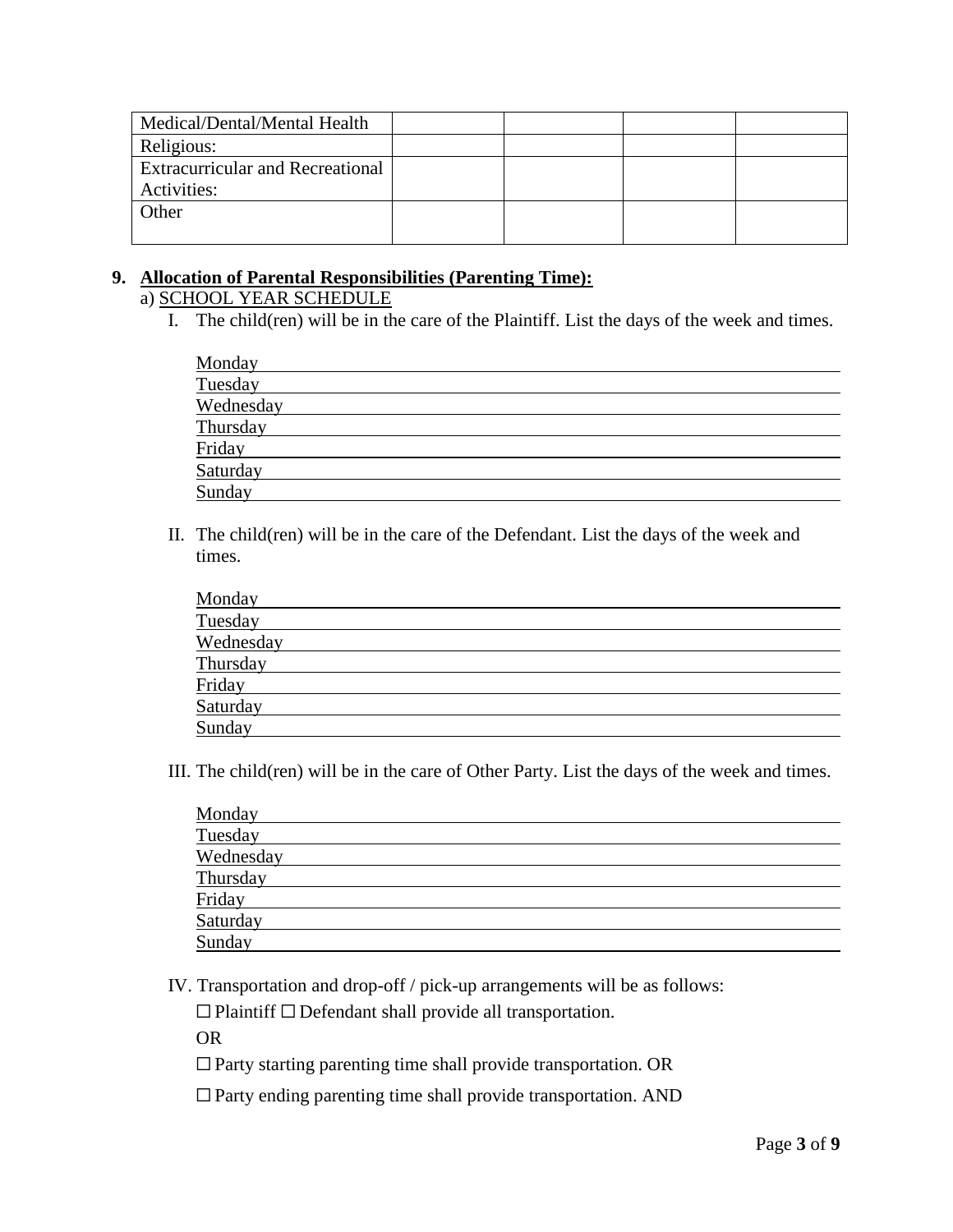| Medical/Dental/Mental Health | | | | |
|---|---|---|---|---|
| Religious: | | | | |
| Extracurricular and Recreational Activities: | | | | |
| Other | | | | |

**9. Allocation of Parental Responsibilities (Parenting Time):**

a) SCHOOL YEAR SCHEDULE

I. The child(ren) will be in the care of the Plaintiff. List the days of the week and times.

Monday ______________________________
Tuesday ______________________________
Wednesday ______________________________
Thursday ______________________________
Friday ______________________________
Saturday ______________________________
Sunday ______________________________

II. The child(ren) will be in the care of the Defendant. List the days of the week and times.

Monday ______________________________
Tuesday ______________________________
Wednesday ______________________________
Thursday ______________________________
Friday ______________________________
Saturday ______________________________
Sunday ______________________________

III. The child(ren) will be in the care of Other Party. List the days of the week and times.

Monday ______________________________
Tuesday ______________________________
Wednesday ______________________________
Thursday ______________________________
Friday ______________________________
Saturday ______________________________
Sunday ______________________________

IV. Transportation and drop-off / pick-up arrangements will be as follows:

☐ Plaintiff ☐ Defendant shall provide all transportation.

OR

☐ Party starting parenting time shall provide transportation. OR

☐ Party ending parenting time shall provide transportation. AND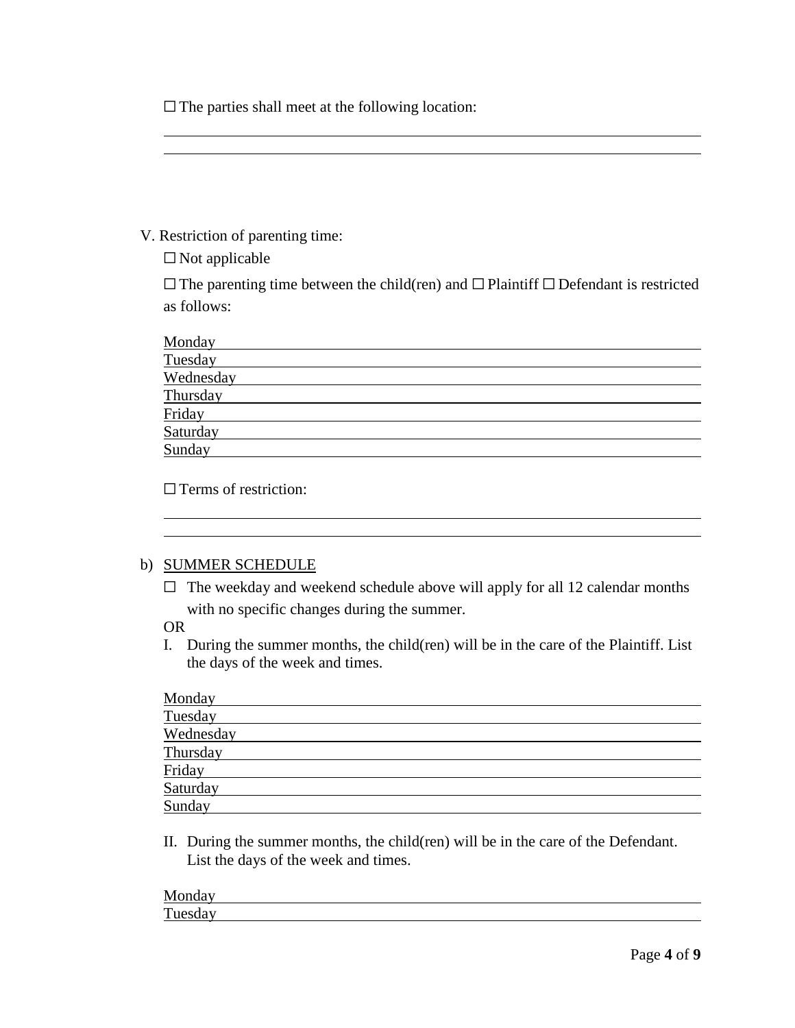☐ The parties shall meet at the following location:

\_\_\_\_\_\_\_\_\_\_\_\_\_\_\_\_\_\_\_\_\_\_\_\_\_\_\_\_\_\_\_\_\_\_\_\_\_\_\_\_\_\_\_\_\_\_\_\_\_\_\_\_\_\_\_\_\_\_\_\_

\_\_\_\_\_\_\_\_\_\_\_\_\_\_\_\_\_\_\_\_\_\_\_\_\_\_\_\_\_\_\_\_\_\_\_\_\_\_\_\_\_\_\_\_\_\_\_\_\_\_\_\_\_\_\_\_\_\_\_\_

V. Restriction of parenting time:

☐ Not applicable

☐ The parenting time between the child(ren) and ☐ Plaintiff ☐ Defendant is restricted as follows:

Monday \_\_\_\_\_\_\_\_\_\_\_\_\_\_\_\_\_\_\_\_\_\_\_\_\_\_\_\_\_\_\_\_\_\_\_\_\_\_\_\_\_\_\_\_\_\_\_\_\_\_\_\_

Tuesday \_\_\_\_\_\_\_\_\_\_\_\_\_\_\_\_\_\_\_\_\_\_\_\_\_\_\_\_\_\_\_\_\_\_\_\_\_\_\_\_\_\_\_\_\_\_\_\_\_\_\_\_

Wednesday \_\_\_\_\_\_\_\_\_\_\_\_\_\_\_\_\_\_\_\_\_\_\_\_\_\_\_\_\_\_\_\_\_\_\_\_\_\_\_\_\_\_\_\_\_\_\_\_\_\_

Thursday \_\_\_\_\_\_\_\_\_\_\_\_\_\_\_\_\_\_\_\_\_\_\_\_\_\_\_\_\_\_\_\_\_\_\_\_\_\_\_\_\_\_\_\_\_\_\_\_\_\_\_

Friday \_\_\_\_\_\_\_\_\_\_\_\_\_\_\_\_\_\_\_\_\_\_\_\_\_\_\_\_\_\_\_\_\_\_\_\_\_\_\_\_\_\_\_\_\_\_\_\_\_\_\_\_\_

Saturday \_\_\_\_\_\_\_\_\_\_\_\_\_\_\_\_\_\_\_\_\_\_\_\_\_\_\_\_\_\_\_\_\_\_\_\_\_\_\_\_\_\_\_\_\_\_\_\_\_\_\_

Sunday \_\_\_\_\_\_\_\_\_\_\_\_\_\_\_\_\_\_\_\_\_\_\_\_\_\_\_\_\_\_\_\_\_\_\_\_\_\_\_\_\_\_\_\_\_\_\_\_\_\_\_\_\_

☐ Terms of restriction:

\_\_\_\_\_\_\_\_\_\_\_\_\_\_\_\_\_\_\_\_\_\_\_\_\_\_\_\_\_\_\_\_\_\_\_\_\_\_\_\_\_\_\_\_\_\_\_\_\_\_\_\_\_\_\_\_\_\_\_\_

\_\_\_\_\_\_\_\_\_\_\_\_\_\_\_\_\_\_\_\_\_\_\_\_\_\_\_\_\_\_\_\_\_\_\_\_\_\_\_\_\_\_\_\_\_\_\_\_\_\_\_\_\_\_\_\_\_\_\_\_

b) SUMMER SCHEDULE

☐ The weekday and weekend schedule above will apply for all 12 calendar months with no specific changes during the summer.

OR

I. During the summer months, the child(ren) will be in the care of the Plaintiff. List the days of the week and times.

Monday \_\_\_\_\_\_\_\_\_\_\_\_\_\_\_\_\_\_\_\_\_\_\_\_\_\_\_\_\_\_\_\_\_\_\_\_\_\_\_\_\_\_\_\_\_\_\_\_\_\_\_\_

Tuesday \_\_\_\_\_\_\_\_\_\_\_\_\_\_\_\_\_\_\_\_\_\_\_\_\_\_\_\_\_\_\_\_\_\_\_\_\_\_\_\_\_\_\_\_\_\_\_\_\_\_\_\_

Wednesday \_\_\_\_\_\_\_\_\_\_\_\_\_\_\_\_\_\_\_\_\_\_\_\_\_\_\_\_\_\_\_\_\_\_\_\_\_\_\_\_\_\_\_\_\_\_\_\_\_\_

Thursday \_\_\_\_\_\_\_\_\_\_\_\_\_\_\_\_\_\_\_\_\_\_\_\_\_\_\_\_\_\_\_\_\_\_\_\_\_\_\_\_\_\_\_\_\_\_\_\_\_\_\_

Friday \_\_\_\_\_\_\_\_\_\_\_\_\_\_\_\_\_\_\_\_\_\_\_\_\_\_\_\_\_\_\_\_\_\_\_\_\_\_\_\_\_\_\_\_\_\_\_\_\_\_\_\_\_

Saturday \_\_\_\_\_\_\_\_\_\_\_\_\_\_\_\_\_\_\_\_\_\_\_\_\_\_\_\_\_\_\_\_\_\_\_\_\_\_\_\_\_\_\_\_\_\_\_\_\_\_\_

Sunday \_\_\_\_\_\_\_\_\_\_\_\_\_\_\_\_\_\_\_\_\_\_\_\_\_\_\_\_\_\_\_\_\_\_\_\_\_\_\_\_\_\_\_\_\_\_\_\_\_\_\_\_\_

II. During the summer months, the child(ren) will be in the care of the Defendant. List the days of the week and times.

Monday \_\_\_\_\_\_\_\_\_\_\_\_\_\_\_\_\_\_\_\_\_\_\_\_\_\_\_\_\_\_\_\_\_\_\_\_\_\_\_\_\_\_\_\_\_\_\_\_\_\_\_\_

Tuesday \_\_\_\_\_\_\_\_\_\_\_\_\_\_\_\_\_\_\_\_\_\_\_\_\_\_\_\_\_\_\_\_\_\_\_\_\_\_\_\_\_\_\_\_\_\_\_\_\_\_\_\_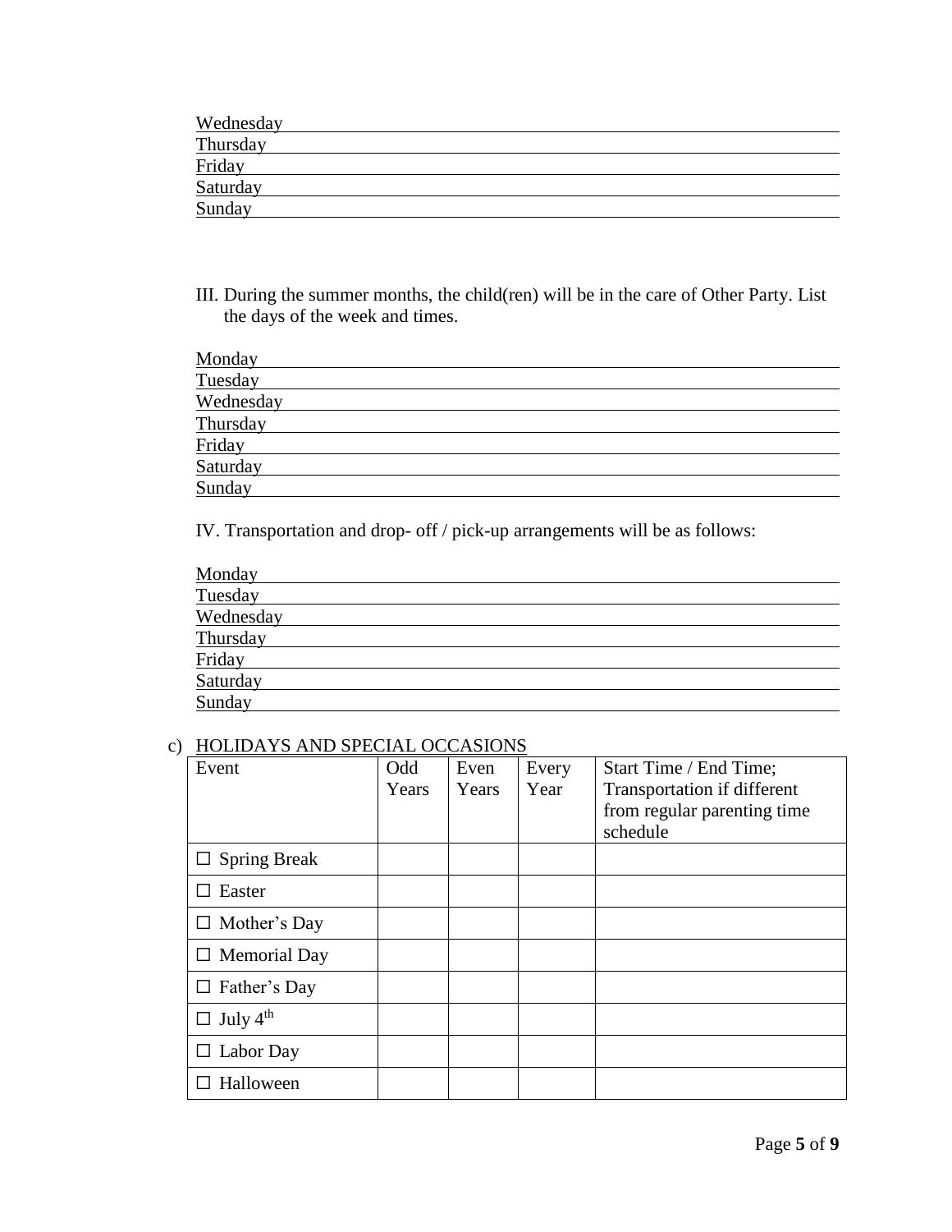Wednesday \_\_\_\_\_\_\_\_\_\_\_\_\_\_\_\_\_\_\_\_\_\_\_\_\_\_\_\_\_\_\_\_\_\_\_\_\_\_\_\_\_\_\_\_\_\_\_\_\_\_\_\_\_\_\_\_\_\_\_\_\_\_
Thursday \_\_\_\_\_\_\_\_\_\_\_\_\_\_\_\_\_\_\_\_\_\_\_\_\_\_\_\_\_\_\_\_\_\_\_\_\_\_\_\_\_\_\_\_\_\_\_\_\_\_\_\_\_\_\_\_\_\_\_\_\_\_
Friday \_\_\_\_\_\_\_\_\_\_\_\_\_\_\_\_\_\_\_\_\_\_\_\_\_\_\_\_\_\_\_\_\_\_\_\_\_\_\_\_\_\_\_\_\_\_\_\_\_\_\_\_\_\_\_\_\_\_\_\_\_\_
Saturday \_\_\_\_\_\_\_\_\_\_\_\_\_\_\_\_\_\_\_\_\_\_\_\_\_\_\_\_\_\_\_\_\_\_\_\_\_\_\_\_\_\_\_\_\_\_\_\_\_\_\_\_\_\_\_\_\_\_\_\_\_\_
Sunday \_\_\_\_\_\_\_\_\_\_\_\_\_\_\_\_\_\_\_\_\_\_\_\_\_\_\_\_\_\_\_\_\_\_\_\_\_\_\_\_\_\_\_\_\_\_\_\_\_\_\_\_\_\_\_\_\_\_\_\_\_\_

III. During the summer months, the child(ren) will be in the care of Other Party. List the days of the week and times.

Monday \_\_\_\_\_\_\_\_\_\_\_\_\_\_\_\_\_\_\_\_\_\_\_\_\_\_\_\_\_\_\_\_\_\_\_\_\_\_\_\_\_\_\_\_\_\_\_\_\_\_\_\_\_\_\_\_\_\_\_\_\_\_
Tuesday \_\_\_\_\_\_\_\_\_\_\_\_\_\_\_\_\_\_\_\_\_\_\_\_\_\_\_\_\_\_\_\_\_\_\_\_\_\_\_\_\_\_\_\_\_\_\_\_\_\_\_\_\_\_\_\_\_\_\_\_\_\_
Wednesday \_\_\_\_\_\_\_\_\_\_\_\_\_\_\_\_\_\_\_\_\_\_\_\_\_\_\_\_\_\_\_\_\_\_\_\_\_\_\_\_\_\_\_\_\_\_\_\_\_\_\_\_\_\_\_\_\_\_\_\_\_\_
Thursday \_\_\_\_\_\_\_\_\_\_\_\_\_\_\_\_\_\_\_\_\_\_\_\_\_\_\_\_\_\_\_\_\_\_\_\_\_\_\_\_\_\_\_\_\_\_\_\_\_\_\_\_\_\_\_\_\_\_\_\_\_\_
Friday \_\_\_\_\_\_\_\_\_\_\_\_\_\_\_\_\_\_\_\_\_\_\_\_\_\_\_\_\_\_\_\_\_\_\_\_\_\_\_\_\_\_\_\_\_\_\_\_\_\_\_\_\_\_\_\_\_\_\_\_\_\_
Saturday \_\_\_\_\_\_\_\_\_\_\_\_\_\_\_\_\_\_\_\_\_\_\_\_\_\_\_\_\_\_\_\_\_\_\_\_\_\_\_\_\_\_\_\_\_\_\_\_\_\_\_\_\_\_\_\_\_\_\_\_\_\_
Sunday \_\_\_\_\_\_\_\_\_\_\_\_\_\_\_\_\_\_\_\_\_\_\_\_\_\_\_\_\_\_\_\_\_\_\_\_\_\_\_\_\_\_\_\_\_\_\_\_\_\_\_\_\_\_\_\_\_\_\_\_\_\_

IV. Transportation and drop- off / pick-up arrangements will be as follows:

Monday \_\_\_\_\_\_\_\_\_\_\_\_\_\_\_\_\_\_\_\_\_\_\_\_\_\_\_\_\_\_\_\_\_\_\_\_\_\_\_\_\_\_\_\_\_\_\_\_\_\_\_\_\_\_\_\_\_\_\_\_\_\_
Tuesday \_\_\_\_\_\_\_\_\_\_\_\_\_\_\_\_\_\_\_\_\_\_\_\_\_\_\_\_\_\_\_\_\_\_\_\_\_\_\_\_\_\_\_\_\_\_\_\_\_\_\_\_\_\_\_\_\_\_\_\_\_\_
Wednesday \_\_\_\_\_\_\_\_\_\_\_\_\_\_\_\_\_\_\_\_\_\_\_\_\_\_\_\_\_\_\_\_\_\_\_\_\_\_\_\_\_\_\_\_\_\_\_\_\_\_\_\_\_\_\_\_\_\_\_\_\_\_
Thursday \_\_\_\_\_\_\_\_\_\_\_\_\_\_\_\_\_\_\_\_\_\_\_\_\_\_\_\_\_\_\_\_\_\_\_\_\_\_\_\_\_\_\_\_\_\_\_\_\_\_\_\_\_\_\_\_\_\_\_\_\_\_
Friday \_\_\_\_\_\_\_\_\_\_\_\_\_\_\_\_\_\_\_\_\_\_\_\_\_\_\_\_\_\_\_\_\_\_\_\_\_\_\_\_\_\_\_\_\_\_\_\_\_\_\_\_\_\_\_\_\_\_\_\_\_\_
Saturday \_\_\_\_\_\_\_\_\_\_\_\_\_\_\_\_\_\_\_\_\_\_\_\_\_\_\_\_\_\_\_\_\_\_\_\_\_\_\_\_\_\_\_\_\_\_\_\_\_\_\_\_\_\_\_\_\_\_\_\_\_\_
Sunday \_\_\_\_\_\_\_\_\_\_\_\_\_\_\_\_\_\_\_\_\_\_\_\_\_\_\_\_\_\_\_\_\_\_\_\_\_\_\_\_\_\_\_\_\_\_\_\_\_\_\_\_\_\_\_\_\_\_\_\_\_\_

c) HOLIDAYS AND SPECIAL OCCASIONS

| Event | Odd Years | Even Years | Every Year | Start Time / End Time; Transportation if different from regular parenting time schedule |
|---|---|---|---|---|
| ☐ Spring Break | | | | |
| ☐ Easter | | | | |
| ☐ Mother's Day | | | | |
| ☐ Memorial Day | | | | |
| ☐ Father's Day | | | | |
| ☐ July 4th | | | | |
| ☐ Labor Day | | | | |
| ☐ Halloween | | | | |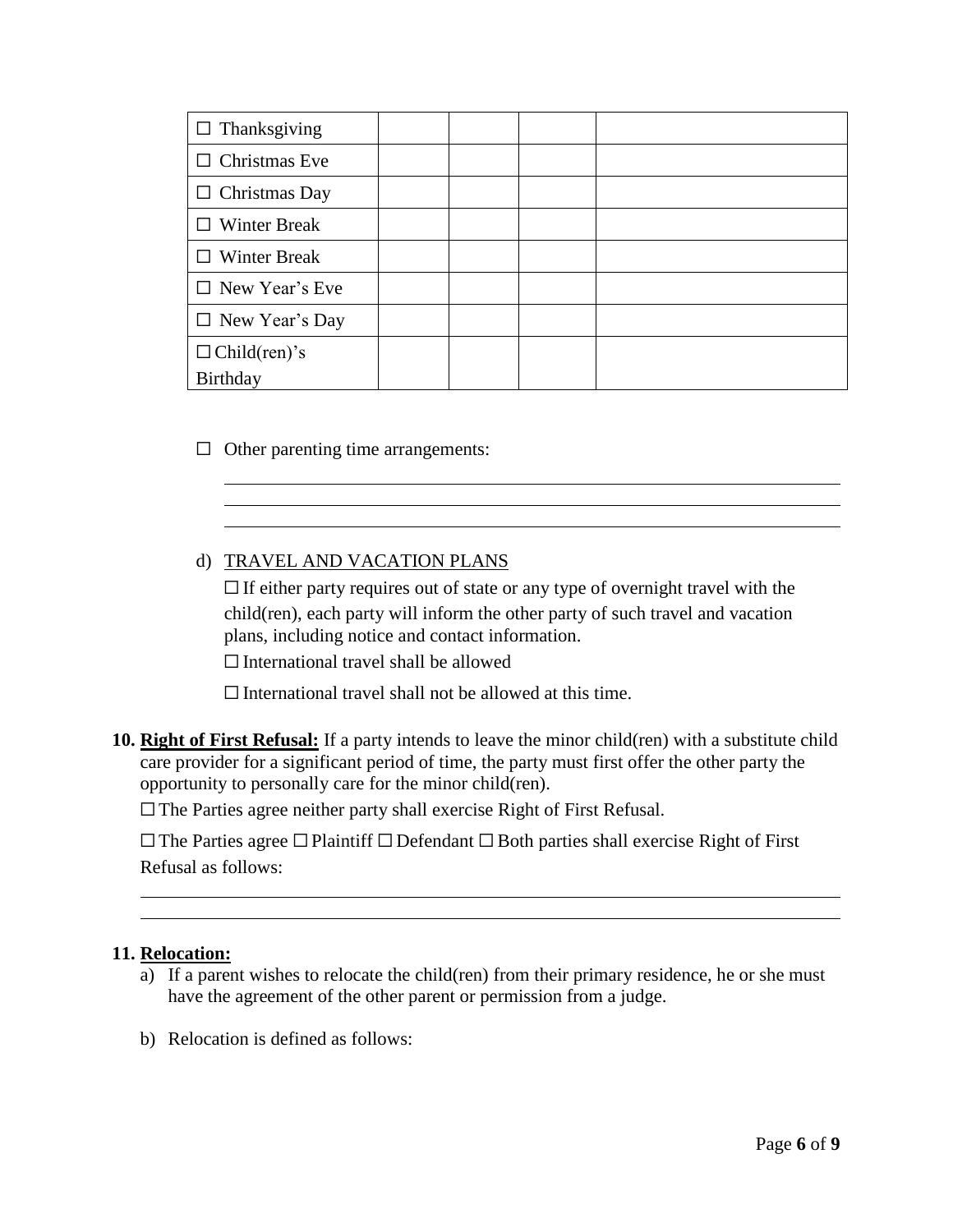| | | | | |
|---|---|---|---|---|
| ☐ Thanksgiving | | | | |
| ☐ Christmas Eve | | | | |
| ☐ Christmas Day | | | | |
| ☐ Winter Break | | | | |
| ☐ Winter Break | | | | |
| ☐ New Year's Eve | | | | |
| ☐ New Year's Day | | | | |
| ☐ Child(ren)'s Birthday | | | | |

☐ Other parenting time arrangements:

\_\_\_\_\_\_\_\_\_\_\_\_\_\_\_\_\_\_\_\_\_\_\_\_\_\_\_\_\_\_\_\_\_\_\_\_\_\_\_\_\_\_\_\_\_\_\_\_\_\_\_\_\_\_\_\_\_\_\_\_
\_\_\_\_\_\_\_\_\_\_\_\_\_\_\_\_\_\_\_\_\_\_\_\_\_\_\_\_\_\_\_\_\_\_\_\_\_\_\_\_\_\_\_\_\_\_\_\_\_\_\_\_\_\_\_\_\_\_\_\_
\_\_\_\_\_\_\_\_\_\_\_\_\_\_\_\_\_\_\_\_\_\_\_\_\_\_\_\_\_\_\_\_\_\_\_\_\_\_\_\_\_\_\_\_\_\_\_\_\_\_\_\_\_\_\_\_\_\_\_\_

d) <u>TRAVEL AND VACATION PLANS</u>

☐ If either party requires out of state or any type of overnight travel with the child(ren), each party will inform the other party of such travel and vacation plans, including notice and contact information.

☐ International travel shall be allowed

☐ International travel shall not be allowed at this time.

**10. <u>Right of First Refusal:</u>** If a party intends to leave the minor child(ren) with a substitute child care provider for a significant period of time, the party must first offer the other party the opportunity to personally care for the minor child(ren).

☐ The Parties agree neither party shall exercise Right of First Refusal.

☐ The Parties agree ☐ Plaintiff ☐ Defendant ☐ Both parties shall exercise Right of First Refusal as follows:

\_\_\_\_\_\_\_\_\_\_\_\_\_\_\_\_\_\_\_\_\_\_\_\_\_\_\_\_\_\_\_\_\_\_\_\_\_\_\_\_\_\_\_\_\_\_\_\_\_\_\_\_\_\_\_\_\_\_\_\_\_\_\_\_\_
\_\_\_\_\_\_\_\_\_\_\_\_\_\_\_\_\_\_\_\_\_\_\_\_\_\_\_\_\_\_\_\_\_\_\_\_\_\_\_\_\_\_\_\_\_\_\_\_\_\_\_\_\_\_\_\_\_\_\_\_\_\_\_\_\_

**11. <u>Relocation:</u>**

a) If a parent wishes to relocate the child(ren) from their primary residence, he or she must have the agreement of the other parent or permission from a judge.

b) Relocation is defined as follows: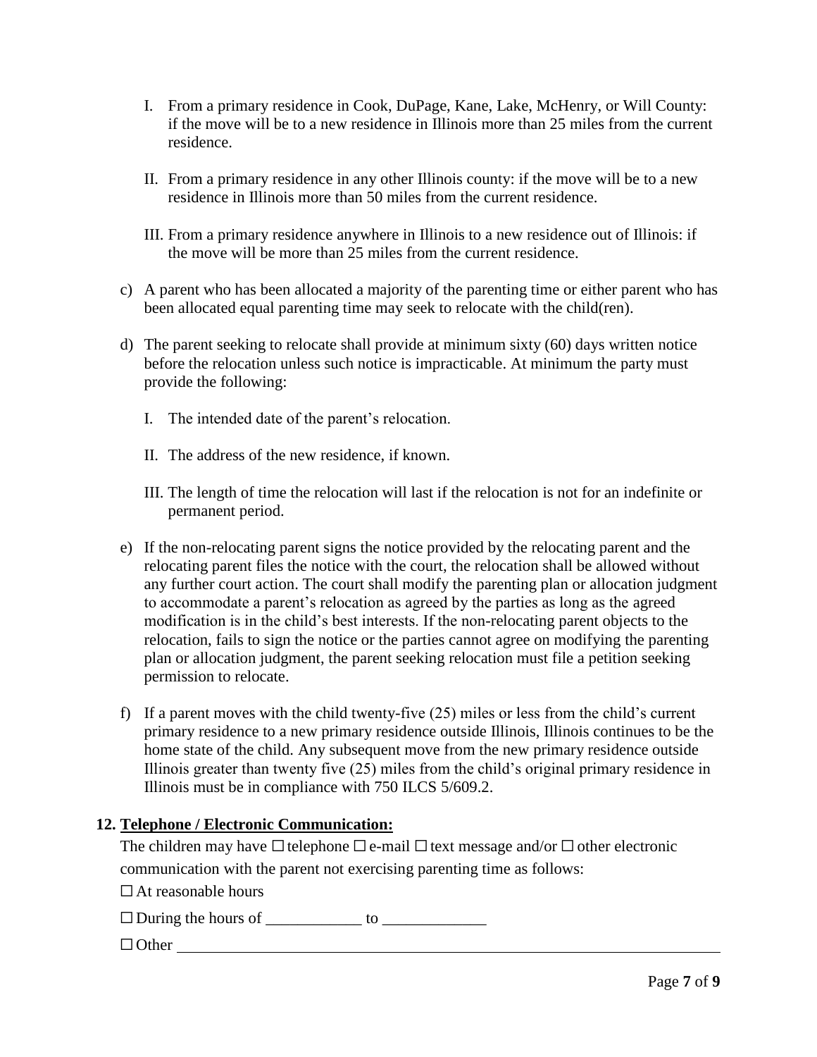I. From a primary residence in Cook, DuPage, Kane, Lake, McHenry, or Will County: if the move will be to a new residence in Illinois more than 25 miles from the current residence.

   II. From a primary residence in any other Illinois county: if the move will be to a new residence in Illinois more than 50 miles from the current residence.

   III. From a primary residence anywhere in Illinois to a new residence out of Illinois: if the move will be more than 25 miles from the current residence.

c) A parent who has been allocated a majority of the parenting time or either parent who has been allocated equal parenting time may seek to relocate with the child(ren).

d) The parent seeking to relocate shall provide at minimum sixty (60) days written notice before the relocation unless such notice is impracticable. At minimum the party must provide the following:

   I. The intended date of the parent's relocation.

   II. The address of the new residence, if known.

   III. The length of time the relocation will last if the relocation is not for an indefinite or permanent period.

e) If the non-relocating parent signs the notice provided by the relocating parent and the relocating parent files the notice with the court, the relocation shall be allowed without any further court action. The court shall modify the parenting plan or allocation judgment to accommodate a parent's relocation as agreed by the parties as long as the agreed modification is in the child's best interests. If the non-relocating parent objects to the relocation, fails to sign the notice or the parties cannot agree on modifying the parenting plan or allocation judgment, the parent seeking relocation must file a petition seeking permission to relocate.

f) If a parent moves with the child twenty-five (25) miles or less from the child's current primary residence to a new primary residence outside Illinois, Illinois continues to be the home state of the child. Any subsequent move from the new primary residence outside Illinois greater than twenty five (25) miles from the child's original primary residence in Illinois must be in compliance with 750 ILCS 5/609.2.

**12. <u>Telephone / Electronic Communication:</u>**

The children may have ☐ telephone ☐ e-mail ☐ text message and/or ☐ other electronic communication with the parent not exercising parenting time as follows:

☐ At reasonable hours

☐ During the hours of ____________ to _____________

☐ Other ______________________________________________________________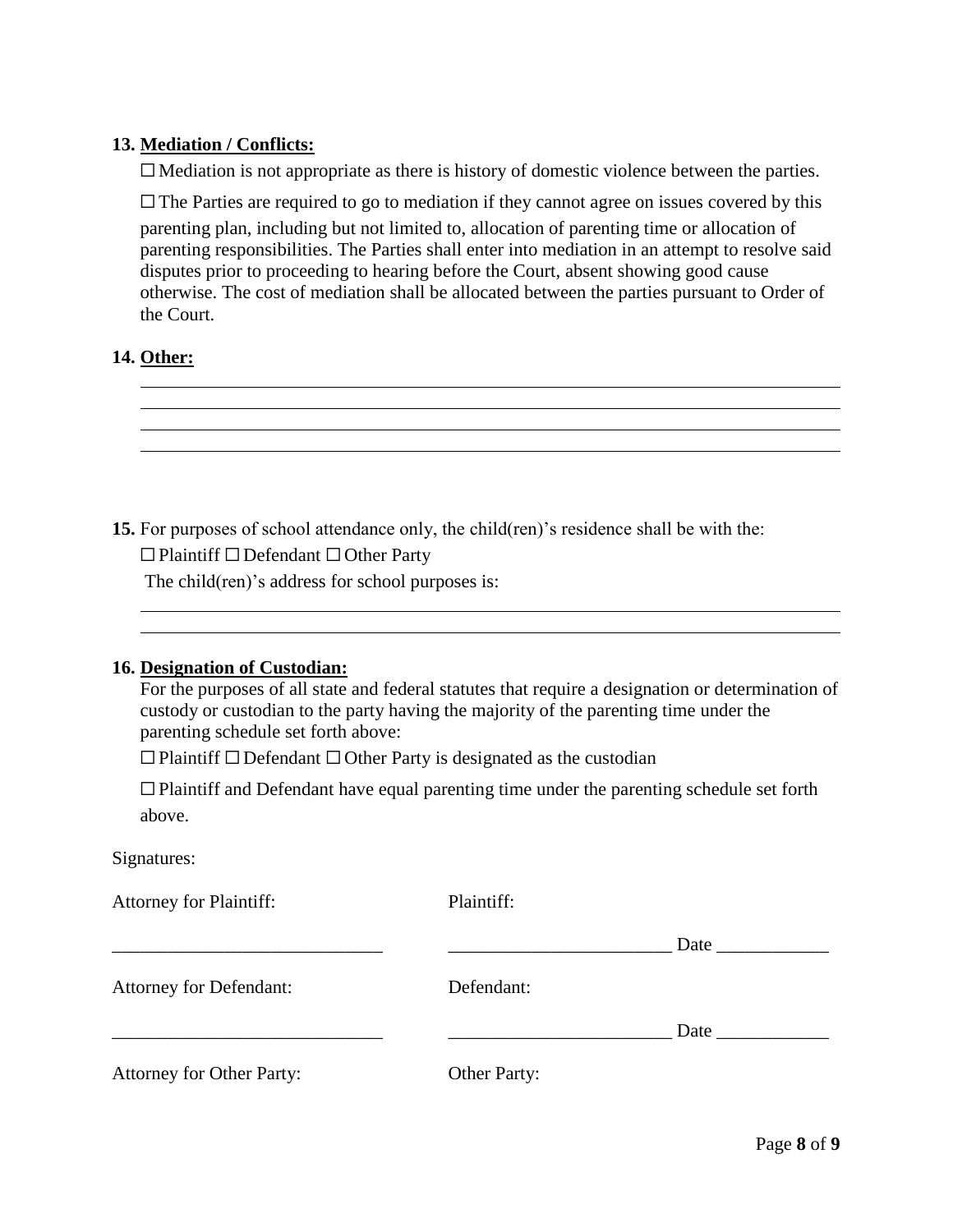**13. <u>Mediation / Conflicts:</u>**

☐ Mediation is not appropriate as there is history of domestic violence between the parties.

☐ The Parties are required to go to mediation if they cannot agree on issues covered by this parenting plan, including but not limited to, allocation of parenting time or allocation of parenting responsibilities. The Parties shall enter into mediation in an attempt to resolve said disputes prior to proceeding to hearing before the Court, absent showing good cause otherwise. The cost of mediation shall be allocated between the parties pursuant to Order of the Court.

**14. <u>Other:</u>**

______________________________________________________________________________

______________________________________________________________________________

______________________________________________________________________________

______________________________________________________________________________

**15.** For purposes of school attendance only, the child(ren)'s residence shall be with the:

☐ Plaintiff ☐ Defendant ☐ Other Party

The child(ren)'s address for school purposes is:

______________________________________________________________________________

______________________________________________________________________________

**16. <u>Designation of Custodian:</u>**

For the purposes of all state and federal statutes that require a designation or determination of custody or custodian to the party having the majority of the parenting time under the parenting schedule set forth above:

☐ Plaintiff ☐ Defendant ☐ Other Party is designated as the custodian

☐ Plaintiff and Defendant have equal parenting time under the parenting schedule set forth above.

Signatures:

Attorney for Plaintiff: Plaintiff:

_____________________________ ________________________ Date ____________

Attorney for Defendant: Defendant:

_____________________________ ________________________ Date ____________

Attorney for Other Party: Other Party: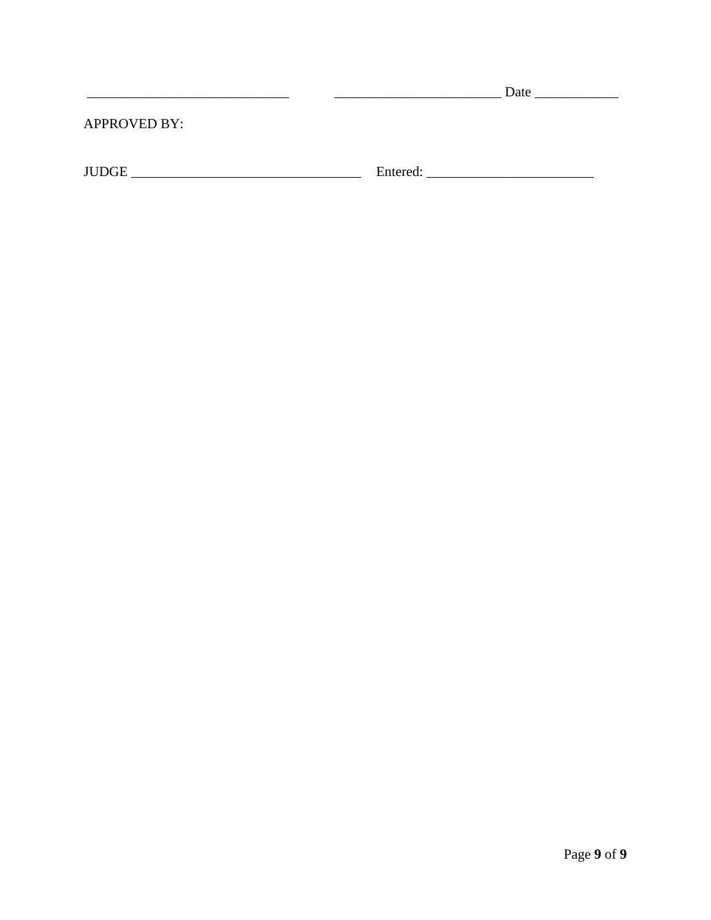______________________________ _________________________ Date ____________

APPROVED BY:

JUDGE __________________________________ Entered: _________________________